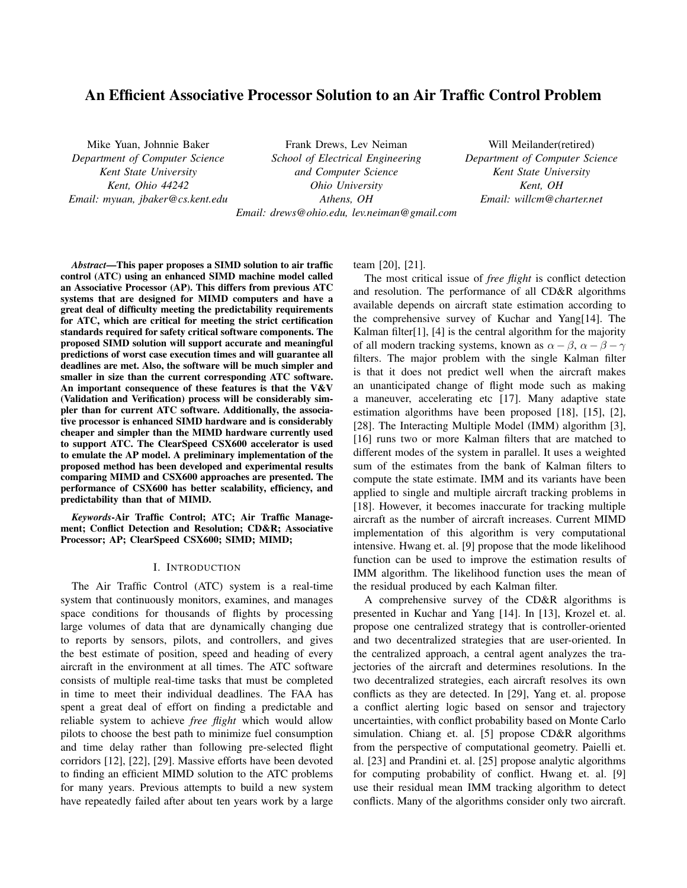# An Efficient Associative Processor Solution to an Air Traffic Control Problem

Mike Yuan, Johnnie Baker
*Department of Computer Science*
*Kent State University*
*Kent, Ohio 44242*
*Email: myuan, jbaker@cs.kent.edu*

Frank Drews, Lev Neiman
*School of Electrical Engineering*
*and Computer Science*
*Ohio University*
*Athens, OH*
*Email: drews@ohio.edu, lev.neiman@gmail.com*

Will Meilander(retired)
*Department of Computer Science*
*Kent State University*
*Kent, OH*
*Email: willcm@charter.net*

***Abstract*—This paper proposes a SIMD solution to air traffic control (ATC) using an enhanced SIMD machine model called an Associative Processor (AP). This differs from previous ATC systems that are designed for MIMD computers and have a great deal of difficulty meeting the predictability requirements for ATC, which are critical for meeting the strict certification standards required for safety critical software components. The proposed SIMD solution will support accurate and meaningful predictions of worst case execution times and will guarantee all deadlines are met. Also, the software will be much simpler and smaller in size than the current corresponding ATC software. An important consequence of these features is that the V&V (Validation and Verification) process will be considerably simpler than for current ATC software. Additionally, the associative processor is enhanced SIMD hardware and is considerably cheaper and simpler than the MIMD hardware currently used to support ATC. The ClearSpeed CSX600 accelerator is used to emulate the AP model. A preliminary implementation of the proposed method has been developed and experimental results comparing MIMD and CSX600 approaches are presented. The performance of CSX600 has better scalability, efficiency, and predictability than that of MIMD.**

***Keywords*-Air Traffic Control; ATC; Air Traffic Management; Conflict Detection and Resolution; CD&R; Associative Processor; AP; ClearSpeed CSX600; SIMD; MIMD;**

## I. Introduction

The Air Traffic Control (ATC) system is a real-time system that continuously monitors, examines, and manages space conditions for thousands of flights by processing large volumes of data that are dynamically changing due to reports by sensors, pilots, and controllers, and gives the best estimate of position, speed and heading of every aircraft in the environment at all times. The ATC software consists of multiple real-time tasks that must be completed in time to meet their individual deadlines. The FAA has spent a great deal of effort on finding a predictable and reliable system to achieve *free flight* which would allow pilots to choose the best path to minimize fuel consumption and time delay rather than following pre-selected flight corridors [12], [22], [29]. Massive efforts have been devoted to finding an efficient MIMD solution to the ATC problems for many years. Previous attempts to build a new system have repeatedly failed after about ten years work by a large team [20], [21].

The most critical issue of *free flight* is conflict detection and resolution. The performance of all CD&R algorithms available depends on aircraft state estimation according to the comprehensive survey of Kuchar and Yang[14]. The Kalman filter[1], [4] is the central algorithm for the majority of all modern tracking systems, known as $\alpha-\beta$, $\alpha-\beta-\gamma$ filters. The major problem with the single Kalman filter is that it does not predict well when the aircraft makes an unanticipated change of flight mode such as making a maneuver, accelerating etc [17]. Many adaptive state estimation algorithms have been proposed [18], [15], [2], [28]. The Interacting Multiple Model (IMM) algorithm [3], [16] runs two or more Kalman filters that are matched to different modes of the system in parallel. It uses a weighted sum of the estimates from the bank of Kalman filters to compute the state estimate. IMM and its variants have been applied to single and multiple aircraft tracking problems in [18]. However, it becomes inaccurate for tracking multiple aircraft as the number of aircraft increases. Current MIMD implementation of this algorithm is very computational intensive. Hwang et. al. [9] propose that the mode likelihood function can be used to improve the estimation results of IMM algorithm. The likelihood function uses the mean of the residual produced by each Kalman filter.

A comprehensive survey of the CD&R algorithms is presented in Kuchar and Yang [14]. In [13], Krozel et. al. propose one centralized strategy that is controller-oriented and two decentralized strategies that are user-oriented. In the centralized approach, a central agent analyzes the trajectories of the aircraft and determines resolutions. In the two decentralized strategies, each aircraft resolves its own conflicts as they are detected. In [29], Yang et. al. propose a conflict alerting logic based on sensor and trajectory uncertainties, with conflict probability based on Monte Carlo simulation. Chiang et. al. [5] propose CD&R algorithms from the perspective of computational geometry. Paielli et. al. [23] and Prandini et. al. [25] propose analytic algorithms for computing probability of conflict. Hwang et. al. [9] use their residual mean IMM tracking algorithm to detect conflicts. Many of the algorithms consider only two aircraft.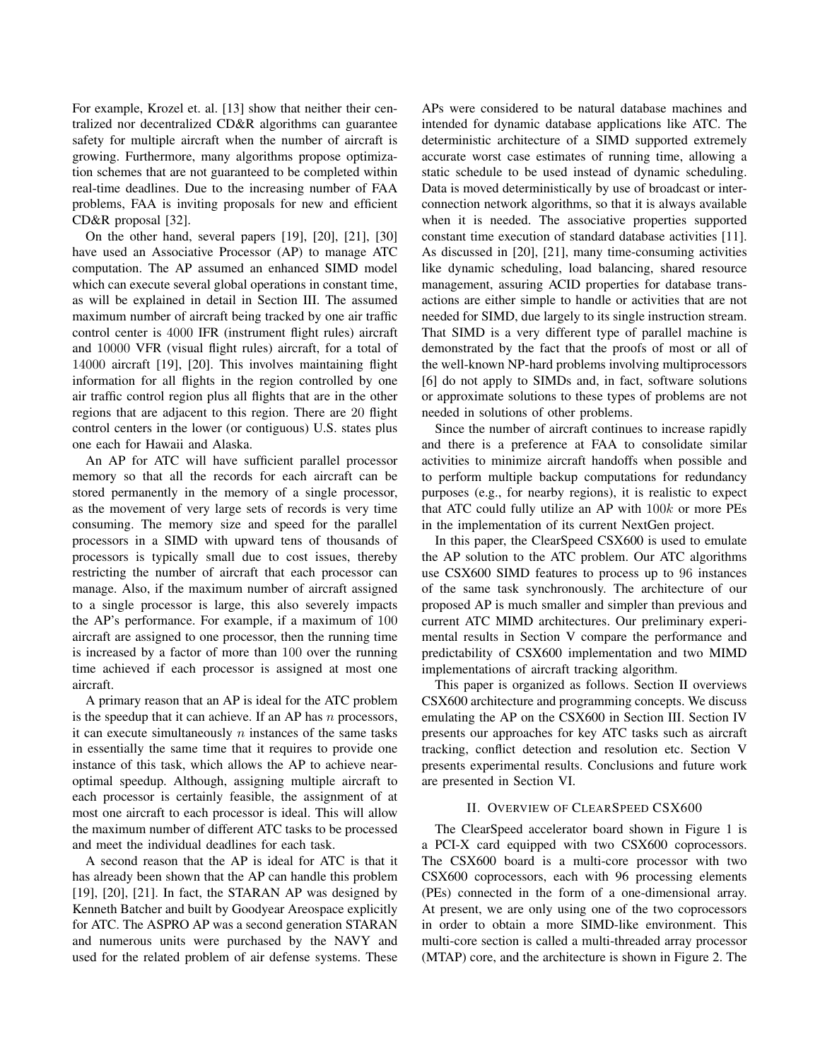For example, Krozel et. al. [13] show that neither their centralized nor decentralized CD&R algorithms can guarantee safety for multiple aircraft when the number of aircraft is growing. Furthermore, many algorithms propose optimization schemes that are not guaranteed to be completed within real-time deadlines. Due to the increasing number of FAA problems, FAA is inviting proposals for new and efficient CD&R proposal [32].

On the other hand, several papers [19], [20], [21], [30] have used an Associative Processor (AP) to manage ATC computation. The AP assumed an enhanced SIMD model which can execute several global operations in constant time, as will be explained in detail in Section III. The assumed maximum number of aircraft being tracked by one air traffic control center is $4000$ IFR (instrument flight rules) aircraft and $10000$ VFR (visual flight rules) aircraft, for a total of $14000$ aircraft [19], [20]. This involves maintaining flight information for all flights in the region controlled by one air traffic control region plus all flights that are in the other regions that are adjacent to this region. There are $20$ flight control centers in the lower (or contiguous) U.S. states plus one each for Hawaii and Alaska.

An AP for ATC will have sufficient parallel processor memory so that all the records for each aircraft can be stored permanently in the memory of a single processor, as the movement of very large sets of records is very time consuming. The memory size and speed for the parallel processors in a SIMD with upward tens of thousands of processors is typically small due to cost issues, thereby restricting the number of aircraft that each processor can manage. Also, if the maximum number of aircraft assigned to a single processor is large, this also severely impacts the AP's performance. For example, if a maximum of $100$ aircraft are assigned to one processor, then the running time is increased by a factor of more than $100$ over the running time achieved if each processor is assigned at most one aircraft.

A primary reason that an AP is ideal for the ATC problem is the speedup that it can achieve. If an AP has $n$ processors, it can execute simultaneously $n$ instances of the same tasks in essentially the same time that it requires to provide one instance of this task, which allows the AP to achieve near-optimal speedup. Although, assigning multiple aircraft to each processor is certainly feasible, the assignment of at most one aircraft to each processor is ideal. This will allow the maximum number of different ATC tasks to be processed and meet the individual deadlines for each task.

A second reason that the AP is ideal for ATC is that it has already been shown that the AP can handle this problem [19], [20], [21]. In fact, the STARAN AP was designed by Kenneth Batcher and built by Goodyear Areospace explicitly for ATC. The ASPRO AP was a second generation STARAN and numerous units were purchased by the NAVY and used for the related problem of air defense systems. These APs were considered to be natural database machines and intended for dynamic database applications like ATC. The deterministic architecture of a SIMD supported extremely accurate worst case estimates of running time, allowing a static schedule to be used instead of dynamic scheduling. Data is moved deterministically by use of broadcast or interconnection network algorithms, so that it is always available when it is needed. The associative properties supported constant time execution of standard database activities [11]. As discussed in [20], [21], many time-consuming activities like dynamic scheduling, load balancing, shared resource management, assuring ACID properties for database transactions are either simple to handle or activities that are not needed for SIMD, due largely to its single instruction stream. That SIMD is a very different type of parallel machine is demonstrated by the fact that the proofs of most or all of the well-known NP-hard problems involving multiprocessors [6] do not apply to SIMDs and, in fact, software solutions or approximate solutions to these types of problems are not needed in solutions of other problems.

Since the number of aircraft continues to increase rapidly and there is a preference at FAA to consolidate similar activities to minimize aircraft handoffs when possible and to perform multiple backup computations for redundancy purposes (e.g., for nearby regions), it is realistic to expect that ATC could fully utilize an AP with $100k$ or more PEs in the implementation of its current NextGen project.

In this paper, the ClearSpeed CSX600 is used to emulate the AP solution to the ATC problem. Our ATC algorithms use CSX600 SIMD features to process up to $96$ instances of the same task synchronously. The architecture of our proposed AP is much smaller and simpler than previous and current ATC MIMD architectures. Our preliminary experimental results in Section V compare the performance and predictability of CSX600 implementation and two MIMD implementations of aircraft tracking algorithm.

This paper is organized as follows. Section II overviews CSX600 architecture and programming concepts. We discuss emulating the AP on the CSX600 in Section III. Section IV presents our approaches for key ATC tasks such as aircraft tracking, conflict detection and resolution etc. Section V presents experimental results. Conclusions and future work are presented in Section VI.

## II. Overview of ClearSpeed CSX600

The ClearSpeed accelerator board shown in Figure 1 is a PCI-X card equipped with two CSX600 coprocessors. The CSX600 board is a multi-core processor with two CSX600 coprocessors, each with 96 processing elements (PEs) connected in the form of a one-dimensional array. At present, we are only using one of the two coprocessors in order to obtain a more SIMD-like environment. This multi-core section is called a multi-threaded array processor (MTAP) core, and the architecture is shown in Figure 2. The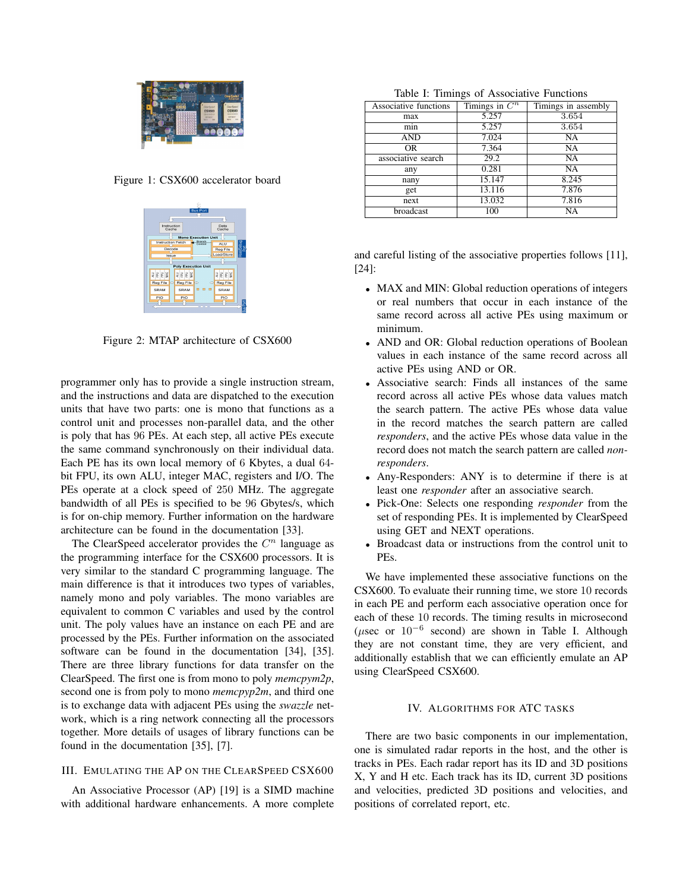Figure 1: CSX600 accelerator board

Figure 2: MTAP architecture of CSX600

programmer only has to provide a single instruction stream, and the instructions and data are dispatched to the execution units that have two parts: one is mono that functions as a control unit and processes non-parallel data, and the other is poly that has 96 PEs. At each step, all active PEs execute the same command synchronously on their individual data. Each PE has its own local memory of 6 Kbytes, a dual 64-bit FPU, its own ALU, integer MAC, registers and I/O. The PEs operate at a clock speed of 250 MHz. The aggregate bandwidth of all PEs is specified to be 96 Gbytes/s, which is for on-chip memory. Further information on the hardware architecture can be found in the documentation [33].

The ClearSpeed accelerator provides the $C^n$ language as the programming interface for the CSX600 processors. It is very similar to the standard C programming language. The main difference is that it introduces two types of variables, namely mono and poly variables. The mono variables are equivalent to common C variables and used by the control unit. The poly values have an instance on each PE and are processed by the PEs. Further information on the associated software can be found in the documentation [34], [35]. There are three library functions for data transfer on the ClearSpeed. The first one is from mono to poly *memcpym2p*, second one is from poly to mono *memcpyp2m*, and third one is to exchange data with adjacent PEs using the *swazzle* network, which is a ring network connecting all the processors together. More details of usages of library functions can be found in the documentation [35], [7].

## III. Emulating the AP on the ClearSpeed CSX600

An Associative Processor (AP) [19] is a SIMD machine with additional hardware enhancements. A more complete and careful listing of the associative properties follows [11], [24]:

- MAX and MIN: Global reduction operations of integers or real numbers that occur in each instance of the same record across all active PEs using maximum or minimum.
- AND and OR: Global reduction operations of Boolean values in each instance of the same record across all active PEs using AND or OR.
- Associative search: Finds all instances of the same record across all active PEs whose data values match the search pattern. The active PEs whose data value in the record matches the search pattern are called *responders*, and the active PEs whose data value in the record does not match the search pattern are called *non-responders*.
- Any-Responders: ANY is to determine if there is at least one *responder* after an associative search.
- Pick-One: Selects one responding *responder* from the set of responding PEs. It is implemented by ClearSpeed using GET and NEXT operations.
- Broadcast data or instructions from the control unit to PEs.

Table I: Timings of Associative Functions

| Associative functions | Timings in $C^n$ | Timings in assembly |
|---|---|---|
| max | 5.257 | 3.654 |
| min | 5.257 | 3.654 |
| AND | 7.024 | NA |
| OR | 7.364 | NA |
| associative search | 29.2 | NA |
| any | 0.281 | NA |
| nany | 15.147 | 8.245 |
| get | 13.116 | 7.876 |
| next | 13.032 | 7.816 |
| broadcast | 100 | NA |

We have implemented these associative functions on the CSX600. To evaluate their running time, we store 10 records in each PE and perform each associative operation once for each of these 10 records. The timing results in microsecond ($\mu$sec or $10^{-6}$ second) are shown in Table I. Although they are not constant time, they are very efficient, and additionally establish that we can efficiently emulate an AP using ClearSpeed CSX600.

## IV. Algorithms for ATC tasks

There are two basic components in our implementation, one is simulated radar reports in the host, and the other is tracks in PEs. Each radar report has its ID and 3D positions X, Y and H etc. Each track has its ID, current 3D positions and velocities, predicted 3D positions and velocities, and positions of correlated report, etc.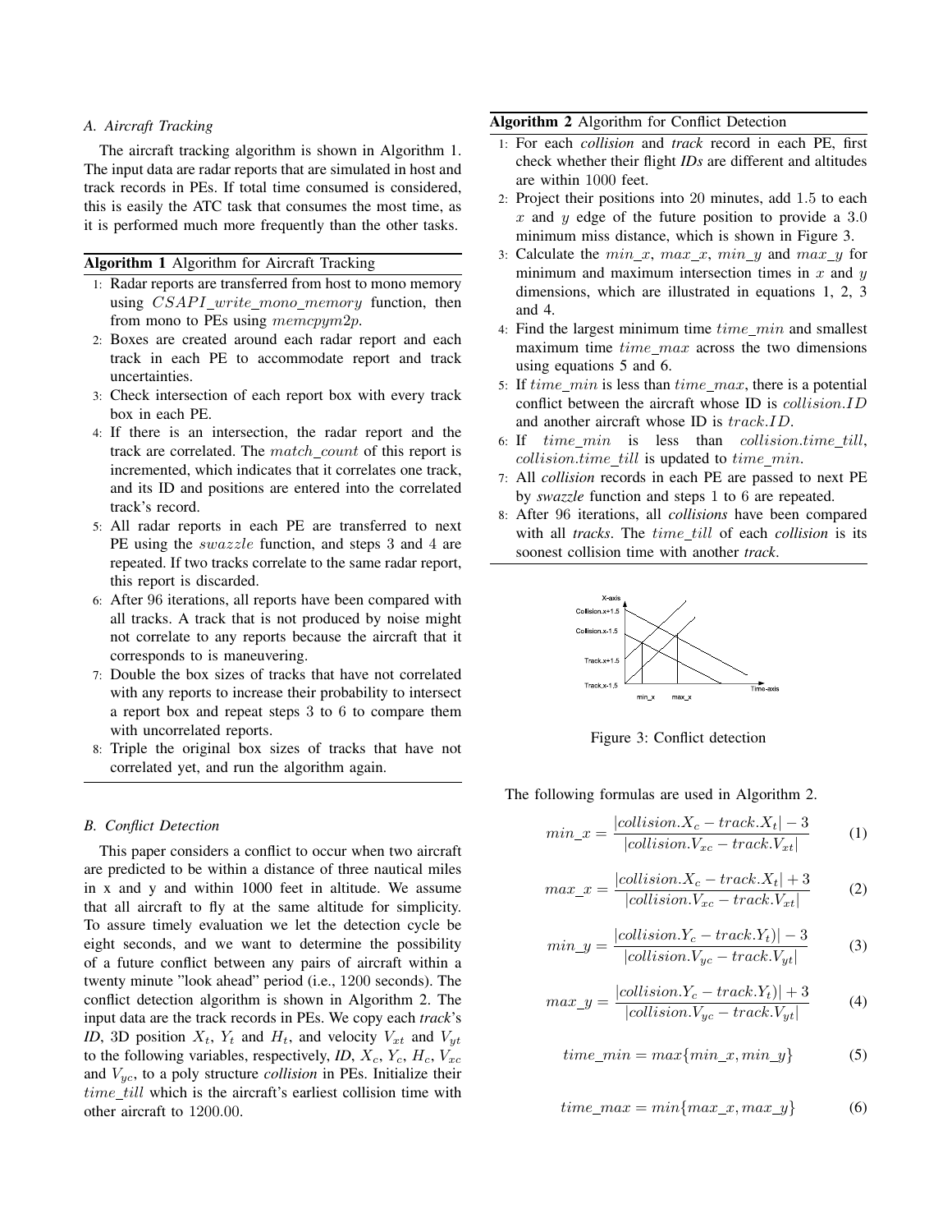### A. Aircraft Tracking

The aircraft tracking algorithm is shown in Algorithm 1. The input data are radar reports that are simulated in host and track records in PEs. If total time consumed is considered, this is easily the ATC task that consumes the most time, as it is performed much more frequently than the other tasks.

**Algorithm 1** Algorithm for Aircraft Tracking

1. Radar reports are transferred from host to mono memory using $CSAPI\_write\_mono\_memory$ function, then from mono to PEs using $memcpym2p$.
2. Boxes are created around each radar report and each track in each PE to accommodate report and track uncertainties.
3. Check intersection of each report box with every track box in each PE.
4. If there is an intersection, the radar report and the track are correlated. The $match\_count$ of this report is incremented, which indicates that it correlates one track, and its ID and positions are entered into the correlated track's record.
5. All radar reports in each PE are transferred to next PE using the $swazzle$ function, and steps 3 and 4 are repeated. If two tracks correlate to the same radar report, this report is discarded.
6. After 96 iterations, all reports have been compared with all tracks. A track that is not produced by noise might not correlate to any reports because the aircraft that it corresponds to is maneuvering.
7. Double the box sizes of tracks that have not correlated with any reports to increase their probability to intersect a report box and repeat steps 3 to 6 to compare them with uncorrelated reports.
8. Triple the original box sizes of tracks that have not correlated yet, and run the algorithm again.

### B. Conflict Detection

This paper considers a conflict to occur when two aircraft are predicted to be within a distance of three nautical miles in x and y and within 1000 feet in altitude. We assume that all aircraft to fly at the same altitude for simplicity. To assure timely evaluation we let the detection cycle be eight seconds, and we want to determine the possibility of a future conflict between any pairs of aircraft within a twenty minute "look ahead" period (i.e., 1200 seconds). The conflict detection algorithm is shown in Algorithm 2. The input data are the track records in PEs. We copy each *track*'s *ID*, 3D position $X_t$, $Y_t$ and $H_t$, and velocity $V_{xt}$ and $V_{yt}$ to the following variables, respectively, *ID*, $X_c$, $Y_c$, $H_c$, $V_{xc}$ and $V_{yc}$, to a poly structure *collision* in PEs. Initialize their $time\_till$ which is the aircraft's earliest collision time with other aircraft to 1200.00.

**Algorithm 2** Algorithm for Conflict Detection

1. For each *collision* and *track* record in each PE, first check whether their flight *IDs* are different and altitudes are within 1000 feet.
2. Project their positions into 20 minutes, add 1.5 to each $x$ and $y$ edge of the future position to provide a 3.0 minimum miss distance, which is shown in Figure 3.
3. Calculate the $min\_x$, $max\_x$, $min\_y$ and $max\_y$ for minimum and maximum intersection times in $x$ and $y$ dimensions, which are illustrated in equations 1, 2, 3 and 4.
4. Find the largest minimum time $time\_min$ and smallest maximum time $time\_max$ across the two dimensions using equations 5 and 6.
5. If $time\_min$ is less than $time\_max$, there is a potential conflict between the aircraft whose ID is $collision.ID$ and another aircraft whose ID is $track.ID$.
6. If $time\_min$ is less than $collision.time\_till$, $collision.time\_till$ is updated to $time\_min$.
7. All *collision* records in each PE are passed to next PE by *swazzle* function and steps 1 to 6 are repeated.
8. After 96 iterations, all *collisions* have been compared with all *tracks*. The $time\_till$ of each *collision* is its soonest collision time with another *track*.

Figure 3: Conflict detection

The following formulas are used in Algorithm 2.

$$min\_x = \frac{|collision.X_c - track.X_t| - 3}{|collision.V_{xc} - track.V_{xt}|} \tag{1}$$

$$max\_x = \frac{|collision.X_c - track.X_t| + 3}{|collision.V_{xc} - track.V_{xt}|} \tag{2}$$

$$min\_y = \frac{|collision.Y_c - track.Y_t)| - 3}{|collision.V_{yc} - track.V_{yt}|} \tag{3}$$

$$max\_y = \frac{|collision.Y_c - track.Y_t)| + 3}{|collision.V_{yc} - track.V_{yt}|} \tag{4}$$

$$time\_min = max\{min\_x, min\_y\} \tag{5}$$

$$time\_max = min\{max\_x, max\_y\} \tag{6}$$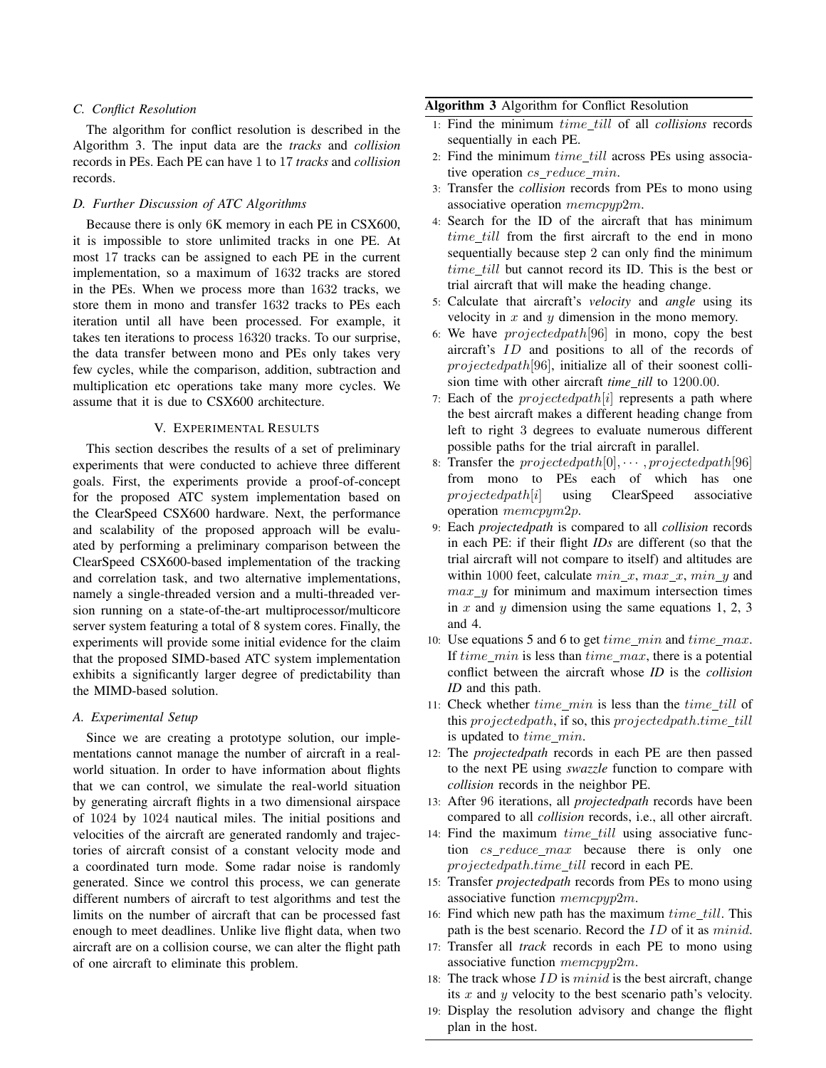### C. Conflict Resolution

The algorithm for conflict resolution is described in the Algorithm 3. The input data are the *tracks* and *collision* records in PEs. Each PE can have 1 to 17 *tracks* and *collision* records.

### D. Further Discussion of ATC Algorithms

Because there is only 6K memory in each PE in CSX600, it is impossible to store unlimited tracks in one PE. At most 17 tracks can be assigned to each PE in the current implementation, so a maximum of 1632 tracks are stored in the PEs. When we process more than 1632 tracks, we store them in mono and transfer 1632 tracks to PEs each iteration until all have been processed. For example, it takes ten iterations to process 16320 tracks. To our surprise, the data transfer between mono and PEs only takes very few cycles, while the comparison, addition, subtraction and multiplication etc operations take many more cycles. We assume that it is due to CSX600 architecture.

## V. Experimental Results

This section describes the results of a set of preliminary experiments that were conducted to achieve three different goals. First, the experiments provide a proof-of-concept for the proposed ATC system implementation based on the ClearSpeed CSX600 hardware. Next, the performance and scalability of the proposed approach will be evaluated by performing a preliminary comparison between the ClearSpeed CSX600-based implementation of the tracking and correlation task, and two alternative implementations, namely a single-threaded version and a multi-threaded version running on a state-of-the-art multiprocessor/multicore server system featuring a total of 8 system cores. Finally, the experiments will provide some initial evidence for the claim that the proposed SIMD-based ATC system implementation exhibits a significantly larger degree of predictability than the MIMD-based solution.

### A. Experimental Setup

Since we are creating a prototype solution, our implementations cannot manage the number of aircraft in a real-world situation. In order to have information about flights that we can control, we simulate the real-world situation by generating aircraft flights in a two dimensional airspace of 1024 by 1024 nautical miles. The initial positions and velocities of the aircraft are generated randomly and trajectories of aircraft consist of a constant velocity mode and a coordinated turn mode. Some radar noise is randomly generated. Since we control this process, we can generate different numbers of aircraft to test algorithms and test the limits on the number of aircraft that can be processed fast enough to meet deadlines. Unlike live flight data, when two aircraft are on a collision course, we can alter the flight path of one aircraft to eliminate this problem.

**Algorithm 3** Algorithm for Conflict Resolution

1: Find the minimum $time\_till$ of all *collisions* records sequentially in each PE.
2: Find the minimum $time\_till$ across PEs using associative operation $cs\_reduce\_min$.
3: Transfer the *collision* records from PEs to mono using associative operation $memcpyp2m$.
4: Search for the ID of the aircraft that has minimum $time\_till$ from the first aircraft to the end in mono sequentially because step 2 can only find the minimum $time\_till$ but cannot record its ID. This is the best or trial aircraft that will make the heading change.
5: Calculate that aircraft's *velocity* and *angle* using its velocity in $x$ and $y$ dimension in the mono memory.
6: We have $projectedpath[96]$ in mono, copy the best aircraft's $ID$ and positions to all of the records of $projectedpath[96]$, initialize all of their soonest collision time with other aircraft ***time_till*** to 1200.00.
7: Each of the $projectedpath[i]$ represents a path where the best aircraft makes a different heading change from left to right 3 degrees to evaluate numerous different possible paths for the trial aircraft in parallel.
8: Transfer the $projectedpath[0], \cdots, projectedpath[96]$ from mono to PEs each of which has one $projectedpath[i]$ using ClearSpeed associative operation $memcpym2p$.
9: Each *projectedpath* is compared to all *collision* records in each PE: if their flight *IDs* are different (so that the trial aircraft will not compare to itself) and altitudes are within 1000 feet, calculate $min\_x$, $max\_x$, $min\_y$ and $max\_y$ for minimum and maximum intersection times in $x$ and $y$ dimension using the same equations 1, 2, 3 and 4.
10: Use equations 5 and 6 to get $time\_min$ and $time\_max$. If $time\_min$ is less than $time\_max$, there is a potential conflict between the aircraft whose *ID* is the *collision ID* and this path.
11: Check whether $time\_min$ is less than the $time\_till$ of this $projectedpath$, if so, this $projectedpath.time\_till$ is updated to $time\_min$.
12: The *projectedpath* records in each PE are then passed to the next PE using *swazzle* function to compare with *collision* records in the neighbor PE.
13: After 96 iterations, all *projectedpath* records have been compared to all *collision* records, i.e., all other aircraft.
14: Find the maximum $time\_till$ using associative function $cs\_reduce\_max$ because there is only one $projectedpath.time\_till$ record in each PE.
15: Transfer *projectedpath* records from PEs to mono using associative function $memcpyp2m$.
16: Find which new path has the maximum $time\_till$. This path is the best scenario. Record the $ID$ of it as $minid$.
17: Transfer all *track* records in each PE to mono using associative function $memcpyp2m$.
18: The track whose $ID$ is $minid$ is the best aircraft, change its $x$ and $y$ velocity to the best scenario path's velocity.
19: Display the resolution advisory and change the flight plan in the host.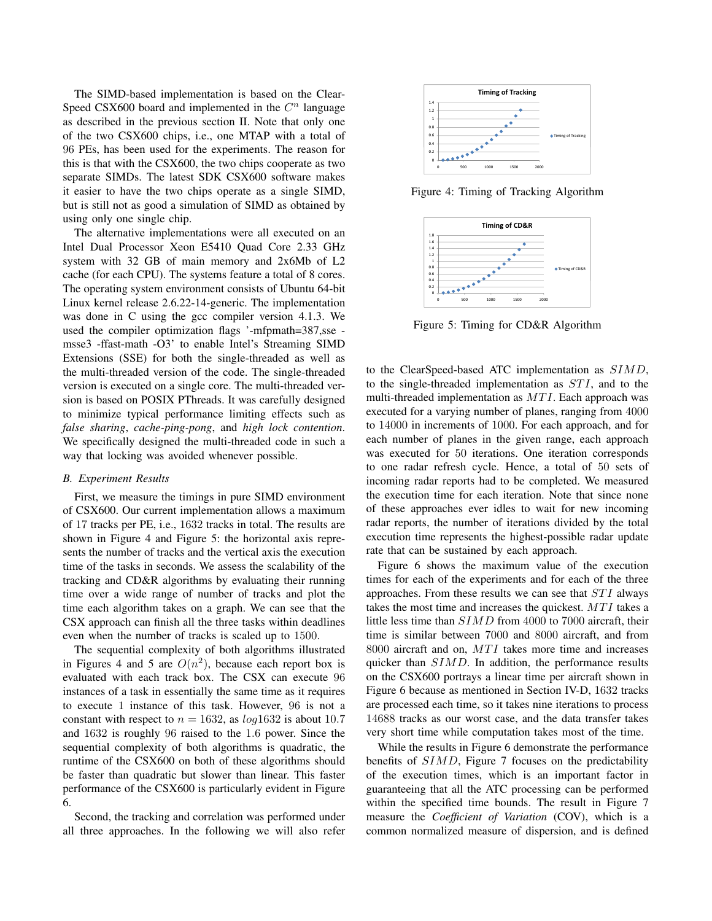The SIMD-based implementation is based on the ClearSpeed CSX600 board and implemented in the $C^n$ language as described in the previous section II. Note that only one of the two CSX600 chips, i.e., one MTAP with a total of 96 PEs, has been used for the experiments. The reason for this is that with the CSX600, the two chips cooperate as two separate SIMDs. The latest SDK CSX600 software makes it easier to have the two chips operate as a single SIMD, but is still not as good a simulation of SIMD as obtained by using only one single chip.

The alternative implementations were all executed on an Intel Dual Processor Xeon E5410 Quad Core 2.33 GHz system with 32 GB of main memory and 2x6Mb of L2 cache (for each CPU). The systems feature a total of 8 cores. The operating system environment consists of Ubuntu 64-bit Linux kernel release 2.6.22-14-generic. The implementation was done in C using the gcc compiler version 4.1.3. We used the compiler optimization flags '-mfpmath=387,sse -msse3 -ffast-math -O3' to enable Intel's Streaming SIMD Extensions (SSE) for both the single-threaded as well as the multi-threaded version of the code. The single-threaded version is executed on a single core. The multi-threaded version is based on POSIX PThreads. It was carefully designed to minimize typical performance limiting effects such as *false sharing*, *cache-ping-pong*, and *high lock contention*. We specifically designed the multi-threaded code in such a way that locking was avoided whenever possible.

### B. Experiment Results

First, we measure the timings in pure SIMD environment of CSX600. Our current implementation allows a maximum of 17 tracks per PE, i.e., 1632 tracks in total. The results are shown in Figure 4 and Figure 5: the horizontal axis represents the number of tracks and the vertical axis the execution time of the tasks in seconds. We assess the scalability of the tracking and CD&R algorithms by evaluating their running time over a wide range of number of tracks and plot the time each algorithm takes on a graph. We can see that the CSX approach can finish all the three tasks within deadlines even when the number of tracks is scaled up to 1500.

The sequential complexity of both algorithms illustrated in Figures 4 and 5 are $O(n^2)$, because each report box is evaluated with each track box. The CSX can execute 96 instances of a task in essentially the same time as it requires to execute 1 instance of this task. However, 96 is not a constant with respect to $n = 1632$, as $log1632$ is about 10.7 and 1632 is roughly 96 raised to the 1.6 power. Since the sequential complexity of both algorithms is quadratic, the runtime of the CSX600 on both of these algorithms should be faster than quadratic but slower than linear. This faster performance of the CSX600 is particularly evident in Figure 6.

Second, the tracking and correlation was performed under all three approaches. In the following we will also refer

Figure 4: Timing of Tracking Algorithm

Figure 5: Timing for CD&R Algorithm

to the ClearSpeed-based ATC implementation as $SIMD$, to the single-threaded implementation as $STI$, and to the multi-threaded implementation as $MTI$. Each approach was executed for a varying number of planes, ranging from 4000 to 14000 in increments of 1000. For each approach, and for each number of planes in the given range, each approach was executed for 50 iterations. One iteration corresponds to one radar refresh cycle. Hence, a total of 50 sets of incoming radar reports had to be completed. We measured the execution time for each iteration. Note that since none of these approaches ever idles to wait for new incoming radar reports, the number of iterations divided by the total execution time represents the highest-possible radar update rate that can be sustained by each approach.

Figure 6 shows the maximum value of the execution times for each of the experiments and for each of the three approaches. From these results we can see that $STI$ always takes the most time and increases the quickest. $MTI$ takes a little less time than $SIMD$ from 4000 to 7000 aircraft, their time is similar between 7000 and 8000 aircraft, and from 8000 aircraft and on, $MTI$ takes more time and increases quicker than $SIMD$. In addition, the performance results on the CSX600 portrays a linear time per aircraft shown in Figure 6 because as mentioned in Section IV-D, 1632 tracks are processed each time, so it takes nine iterations to process 14688 tracks as our worst case, and the data transfer takes very short time while computation takes most of the time.

While the results in Figure 6 demonstrate the performance benefits of $SIMD$, Figure 7 focuses on the predictability of the execution times, which is an important factor in guaranteeing that all the ATC processing can be performed within the specified time bounds. The result in Figure 7 measure the *Coefficient of Variation* (COV), which is a common normalized measure of dispersion, and is defined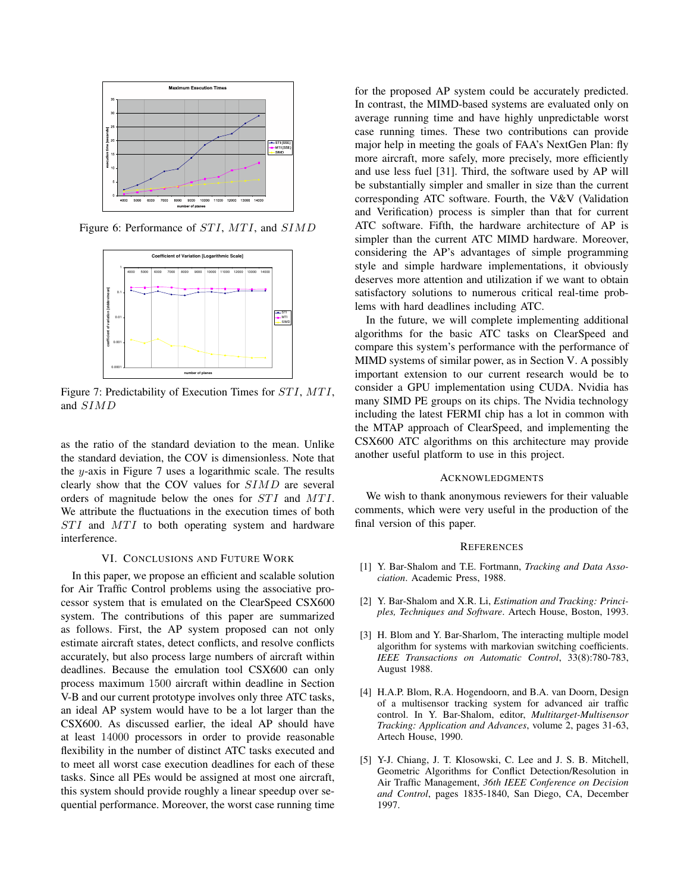Figure 6: Performance of $STI$, $MTI$, and $SIMD$

Figure 7: Predictability of Execution Times for $STI$, $MTI$, and $SIMD$

as the ratio of the standard deviation to the mean. Unlike the standard deviation, the COV is dimensionless. Note that the $y$-axis in Figure 7 uses a logarithmic scale. The results clearly show that the COV values for $SIMD$ are several orders of magnitude below the ones for $STI$ and $MTI$. We attribute the fluctuations in the execution times of both $STI$ and $MTI$ to both operating system and hardware interference.

## VI. Conclusions and Future Work

In this paper, we propose an efficient and scalable solution for Air Traffic Control problems using the associative processor system that is emulated on the ClearSpeed CSX600 system. The contributions of this paper are summarized as follows. First, the AP system proposed can not only estimate aircraft states, detect conflicts, and resolve conflicts accurately, but also process large numbers of aircraft within deadlines. Because the emulation tool CSX600 can only process maximum $1500$ aircraft within deadline in Section V-B and our current prototype involves only three ATC tasks, an ideal AP system would have to be a lot larger than the CSX600. As discussed earlier, the ideal AP should have at least $14000$ processors in order to provide reasonable flexibility in the number of distinct ATC tasks executed and to meet all worst case execution deadlines for each of these tasks. Since all PEs would be assigned at most one aircraft, this system should provide roughly a linear speedup over sequential performance. Moreover, the worst case running time for the proposed AP system could be accurately predicted. In contrast, the MIMD-based systems are evaluated only on average running time and have highly unpredictable worst case running times. These two contributions can provide major help in meeting the goals of FAA's NextGen Plan: fly more aircraft, more safely, more precisely, more efficiently and use less fuel [31]. Third, the software used by AP will be substantially simpler and smaller in size than the current corresponding ATC software. Fourth, the V&V (Validation and Verification) process is simpler than that for current ATC software. Fifth, the hardware architecture of AP is simpler than the current ATC MIMD hardware. Moreover, considering the AP's advantages of simple programming style and simple hardware implementations, it obviously deserves more attention and utilization if we want to obtain satisfactory solutions to numerous critical real-time problems with hard deadlines including ATC.

In the future, we will complete implementing additional algorithms for the basic ATC tasks on ClearSpeed and compare this system's performance with the performance of MIMD systems of similar power, as in Section V. A possibly important extension to our current research would be to consider a GPU implementation using CUDA. Nvidia has many SIMD PE groups on its chips. The Nvidia technology including the latest FERMI chip has a lot in common with the MTAP approach of ClearSpeed, and implementing the CSX600 ATC algorithms on this architecture may provide another useful platform to use in this project.

## Acknowledgments

We wish to thank anonymous reviewers for their valuable comments, which were very useful in the production of the final version of this paper.

## References

[1] Y. Bar-Shalom and T.E. Fortmann, *Tracking and Data Association*. Academic Press, 1988.

[2] Y. Bar-Shalom and X.R. Li, *Estimation and Tracking: Principles, Techniques and Software*. Artech House, Boston, 1993.

[3] H. Blom and Y. Bar-Sharlom, The interacting multiple model algorithm for systems with markovian switching coefficients. *IEEE Transactions on Automatic Control*, 33(8):780-783, August 1988.

[4] H.A.P. Blom, R.A. Hogendoorn, and B.A. van Doorn, Design of a multisensor tracking system for advanced air traffic control. In Y. Bar-Shalom, editor, *Multitarget-Multisensor Tracking: Application and Advances*, volume 2, pages 31-63, Artech House, 1990.

[5] Y-J. Chiang, J. T. Klosowski, C. Lee and J. S. B. Mitchell, Geometric Algorithms for Conflict Detection/Resolution in Air Traffic Management, *36th IEEE Conference on Decision and Control*, pages 1835-1840, San Diego, CA, December 1997.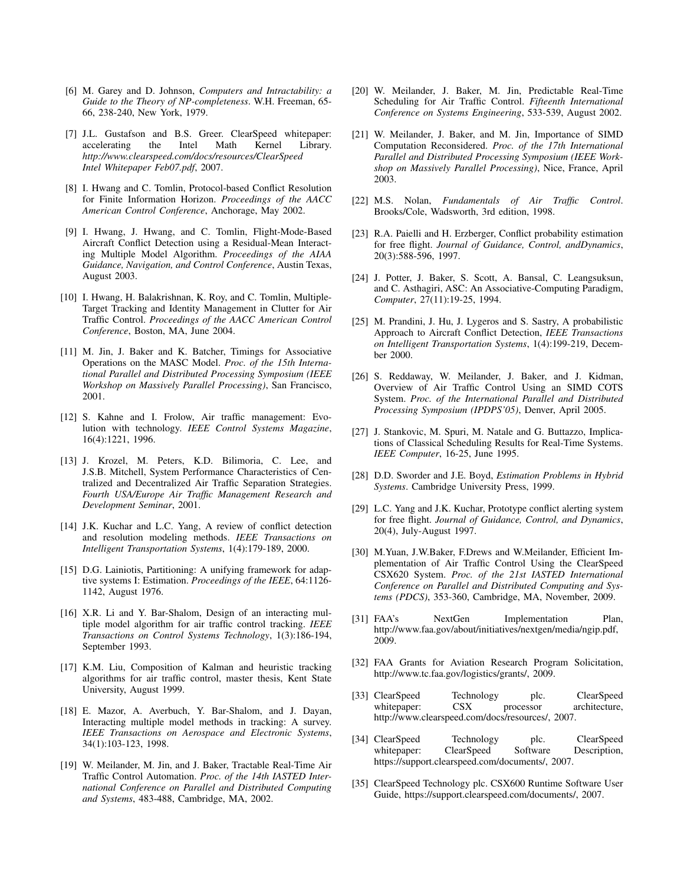[6] M. Garey and D. Johnson, *Computers and Intractability: a Guide to the Theory of NP-completeness*. W.H. Freeman, 65-66, 238-240, New York, 1979.

[7] J.L. Gustafson and B.S. Greer. ClearSpeed whitepaper: accelerating the Intel Math Kernel Library. *http://www.clearspeed.com/docs/resources/ClearSpeed Intel Whitepaper Feb07.pdf*, 2007.

[8] I. Hwang and C. Tomlin, Protocol-based Conflict Resolution for Finite Information Horizon. *Proceedings of the AACC American Control Conference*, Anchorage, May 2002.

[9] I. Hwang, J. Hwang, and C. Tomlin, Flight-Mode-Based Aircraft Conflict Detection using a Residual-Mean Interacting Multiple Model Algorithm. *Proceedings of the AIAA Guidance, Navigation, and Control Conference*, Austin Texas, August 2003.

[10] I. Hwang, H. Balakrishnan, K. Roy, and C. Tomlin, Multiple-Target Tracking and Identity Management in Clutter for Air Traffic Control. *Proceedings of the AACC American Control Conference*, Boston, MA, June 2004.

[11] M. Jin, J. Baker and K. Batcher, Timings for Associative Operations on the MASC Model. *Proc. of the 15th International Parallel and Distributed Processing Symposium (IEEE Workshop on Massively Parallel Processing)*, San Francisco, 2001.

[12] S. Kahne and I. Frolow, Air traffic management: Evolution with technology. *IEEE Control Systems Magazine*, 16(4):1221, 1996.

[13] J. Krozel, M. Peters, K.D. Bilimoria, C. Lee, and J.S.B. Mitchell, System Performance Characteristics of Centralized and Decentralized Air Traffic Separation Strategies. *Fourth USA/Europe Air Traffic Management Research and Development Seminar*, 2001.

[14] J.K. Kuchar and L.C. Yang, A review of conflict detection and resolution modeling methods. *IEEE Transactions on Intelligent Transportation Systems*, 1(4):179-189, 2000.

[15] D.G. Lainiotis, Partitioning: A unifying framework for adaptive systems I: Estimation. *Proceedings of the IEEE*, 64:1126-1142, August 1976.

[16] X.R. Li and Y. Bar-Shalom, Design of an interacting multiple model algorithm for air traffic control tracking. *IEEE Transactions on Control Systems Technology*, 1(3):186-194, September 1993.

[17] K.M. Liu, Composition of Kalman and heuristic tracking algorithms for air traffic control, master thesis, Kent State University, August 1999.

[18] E. Mazor, A. Averbuch, Y. Bar-Shalom, and J. Dayan, Interacting multiple model methods in tracking: A survey. *IEEE Transactions on Aerospace and Electronic Systems*, 34(1):103-123, 1998.

[19] W. Meilander, M. Jin, and J. Baker, Tractable Real-Time Air Traffic Control Automation. *Proc. of the 14th IASTED International Conference on Parallel and Distributed Computing and Systems*, 483-488, Cambridge, MA, 2002.

[20] W. Meilander, J. Baker, M. Jin, Predictable Real-Time Scheduling for Air Traffic Control. *Fifteenth International Conference on Systems Engineering*, 533-539, August 2002.

[21] W. Meilander, J. Baker, and M. Jin, Importance of SIMD Computation Reconsidered. *Proc. of the 17th International Parallel and Distributed Processing Symposium (IEEE Workshop on Massively Parallel Processing)*, Nice, France, April 2003.

[22] M.S. Nolan, *Fundamentals of Air Traffic Control*. Brooks/Cole, Wadsworth, 3rd edition, 1998.

[23] R.A. Paielli and H. Erzberger, Conflict probability estimation for free flight. *Journal of Guidance, Control, andDynamics*, 20(3):588-596, 1997.

[24] J. Potter, J. Baker, S. Scott, A. Bansal, C. Leangsuksun, and C. Asthagiri, ASC: An Associative-Computing Paradigm, *Computer*, 27(11):19-25, 1994.

[25] M. Prandini, J. Hu, J. Lygeros and S. Sastry, A probabilistic Approach to Aircraft Conflict Detection, *IEEE Transactions on Intelligent Transportation Systems*, 1(4):199-219, December 2000.

[26] S. Reddaway, W. Meilander, J. Baker, and J. Kidman, Overview of Air Traffic Control Using an SIMD COTS System. *Proc. of the International Parallel and Distributed Processing Symposium (IPDPS'05)*, Denver, April 2005.

[27] J. Stankovic, M. Spuri, M. Natale and G. Buttazzo, Implications of Classical Scheduling Results for Real-Time Systems. *IEEE Computer*, 16-25, June 1995.

[28] D.D. Sworder and J.E. Boyd, *Estimation Problems in Hybrid Systems*. Cambridge University Press, 1999.

[29] L.C. Yang and J.K. Kuchar, Prototype conflict alerting system for free flight. *Journal of Guidance, Control, and Dynamics*, 20(4), July-August 1997.

[30] M.Yuan, J.W.Baker, F.Drews and W.Meilander, Efficient Implementation of Air Traffic Control Using the ClearSpeed CSX620 System. *Proc. of the 21st IASTED International Conference on Parallel and Distributed Computing and Systems (PDCS)*, 353-360, Cambridge, MA, November, 2009.

[31] FAA's NextGen Implementation Plan, http://www.faa.gov/about/initiatives/nextgen/media/ngip.pdf, 2009.

[32] FAA Grants for Aviation Research Program Solicitation, http://www.tc.faa.gov/logistics/grants/, 2009.

[33] ClearSpeed Technology plc. ClearSpeed whitepaper: CSX processor architecture, http://www.clearspeed.com/docs/resources/, 2007.

[34] ClearSpeed Technology plc. ClearSpeed whitepaper: ClearSpeed Software Description, https://support.clearspeed.com/documents/, 2007.

[35] ClearSpeed Technology plc. CSX600 Runtime Software User Guide, https://support.clearspeed.com/documents/, 2007.